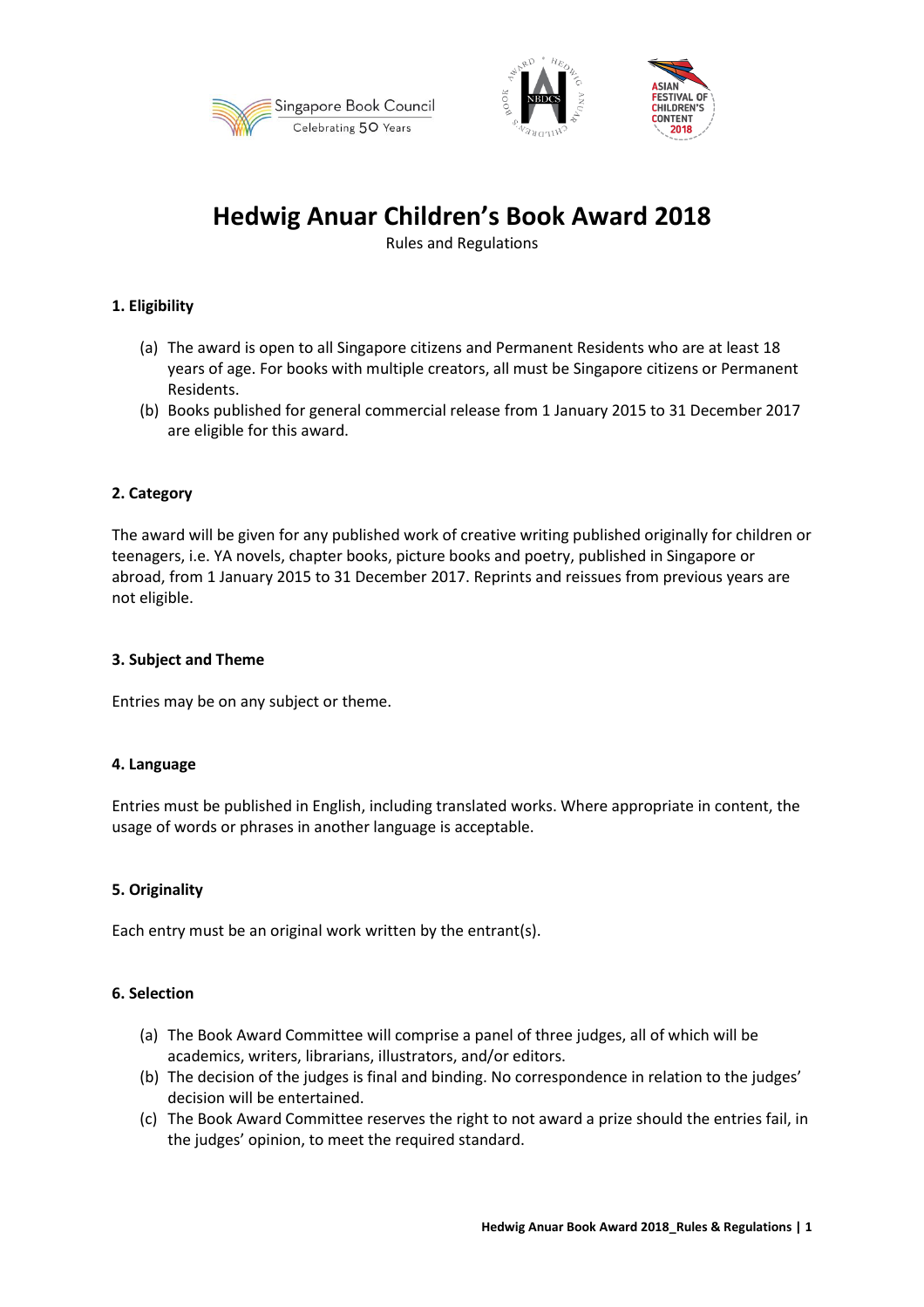# Hedwig Anuar Children's Book Award 2018

Rules and Regulations

## 1. Eligibility

(a) The award is open to all Singapore citizens and Permanent Residents who are at least 18 years of age. For books with multiple creators, all must be Singapore citizens or Permanent Residents.

(b) Books published for general commercial release from 1 January 2015 to 31 December 2017 are eligible for this award.

## 2. Category

The award will be given for any published work of creative writing published originally for children or teenagers, i.e. YA novels, chapter books, picture books and poetry, published in Singapore or abroad, from 1 January 2015 to 31 December 2017. Reprints and reissues from previous years are not eligible.

## 3. Subject and Theme

Entries may be on any subject or theme.

## 4. Language

Entries must be published in English, including translated works. Where appropriate in content, the usage of words or phrases in another language is acceptable.

## 5. Originality

Each entry must be an original work written by the entrant(s).

## 6. Selection

(a) The Book Award Committee will comprise a panel of three judges, all of which will be academics, writers, librarians, illustrators, and/or editors.

(b) The decision of the judges is final and binding. No correspondence in relation to the judges' decision will be entertained.

(c) The Book Award Committee reserves the right to not award a prize should the entries fail, in the judges' opinion, to meet the required standard.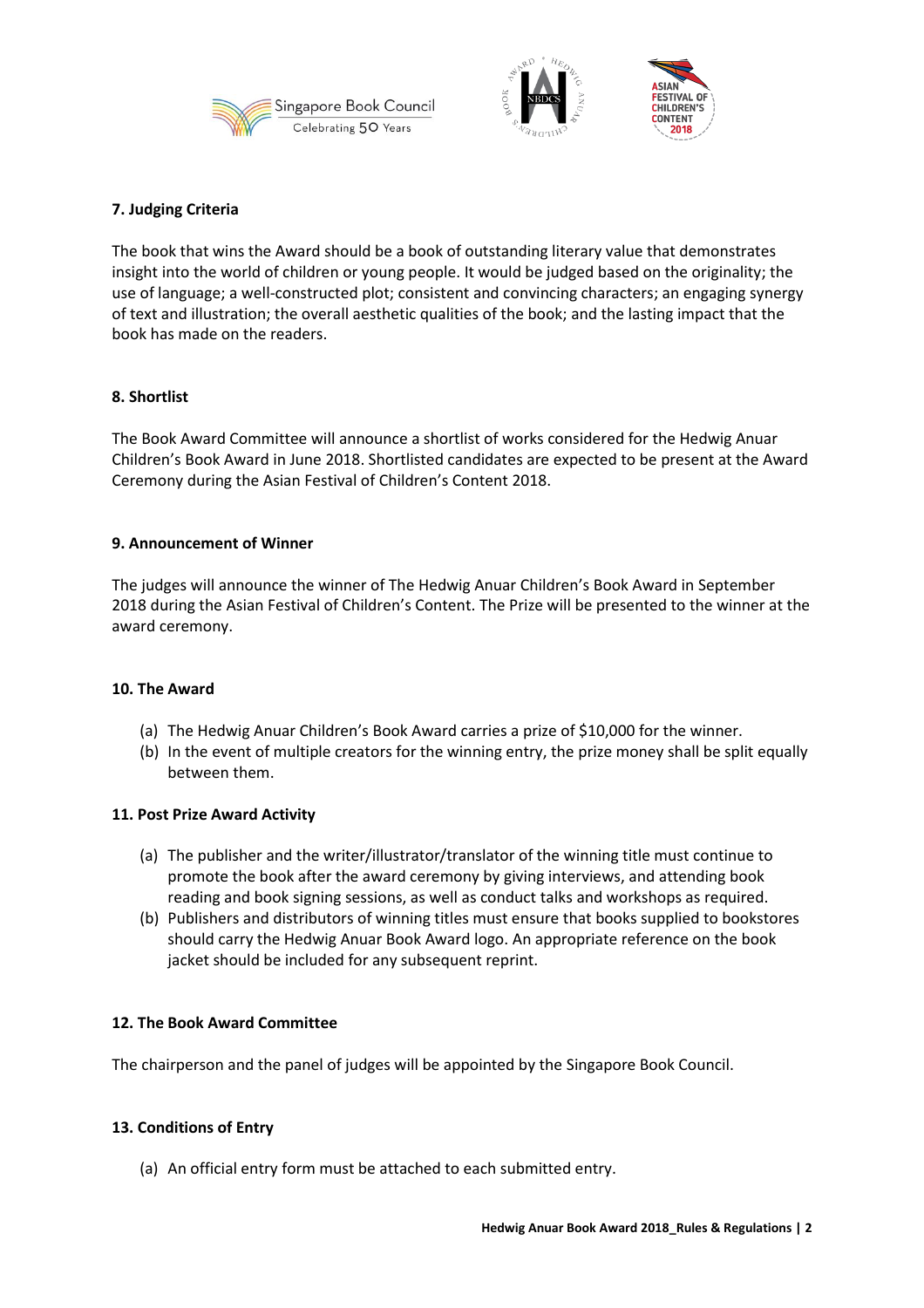**7. Judging Criteria**

The book that wins the Award should be a book of outstanding literary value that demonstrates insight into the world of children or young people. It would be judged based on the originality; the use of language; a well-constructed plot; consistent and convincing characters; an engaging synergy of text and illustration; the overall aesthetic qualities of the book; and the lasting impact that the book has made on the readers.

**8. Shortlist**

The Book Award Committee will announce a shortlist of works considered for the Hedwig Anuar Children's Book Award in June 2018. Shortlisted candidates are expected to be present at the Award Ceremony during the Asian Festival of Children's Content 2018.

**9. Announcement of Winner**

The judges will announce the winner of The Hedwig Anuar Children's Book Award in September 2018 during the Asian Festival of Children's Content. The Prize will be presented to the winner at the award ceremony.

**10. The Award**

(a) The Hedwig Anuar Children's Book Award carries a prize of $10,000 for the winner.
(b) In the event of multiple creators for the winning entry, the prize money shall be split equally between them.

**11. Post Prize Award Activity**

(a) The publisher and the writer/illustrator/translator of the winning title must continue to promote the book after the award ceremony by giving interviews, and attending book reading and book signing sessions, as well as conduct talks and workshops as required.
(b) Publishers and distributors of winning titles must ensure that books supplied to bookstores should carry the Hedwig Anuar Book Award logo. An appropriate reference on the book jacket should be included for any subsequent reprint.

**12. The Book Award Committee**

The chairperson and the panel of judges will be appointed by the Singapore Book Council.

**13. Conditions of Entry**

(a) An official entry form must be attached to each submitted entry.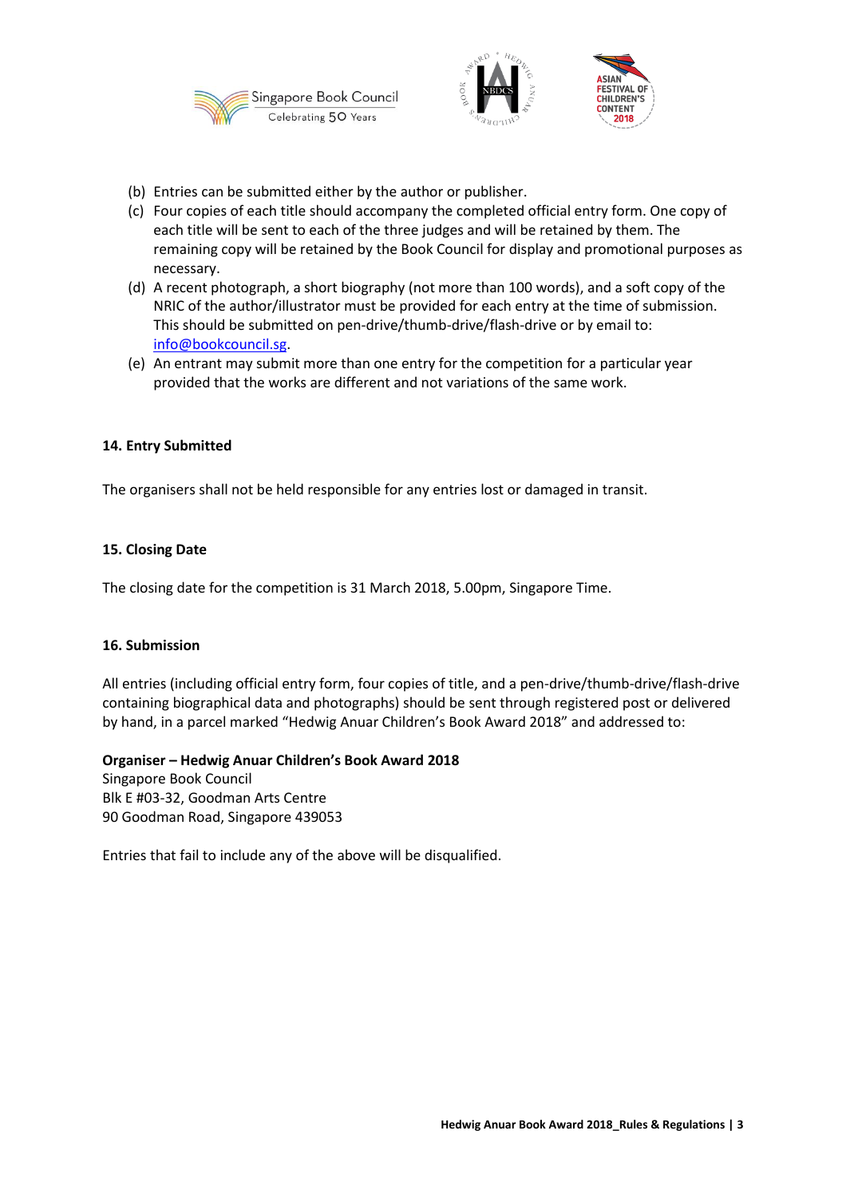(b) Entries can be submitted either by the author or publisher.

(c) Four copies of each title should accompany the completed official entry form. One copy of each title will be sent to each of the three judges and will be retained by them. The remaining copy will be retained by the Book Council for display and promotional purposes as necessary.

(d) A recent photograph, a short biography (not more than 100 words), and a soft copy of the NRIC of the author/illustrator must be provided for each entry at the time of submission. This should be submitted on pen-drive/thumb-drive/flash-drive or by email to: info@bookcouncil.sg.

(e) An entrant may submit more than one entry for the competition for a particular year provided that the works are different and not variations of the same work.

**14. Entry Submitted**

The organisers shall not be held responsible for any entries lost or damaged in transit.

**15. Closing Date**

The closing date for the competition is 31 March 2018, 5.00pm, Singapore Time.

**16. Submission**

All entries (including official entry form, four copies of title, and a pen-drive/thumb-drive/flash-drive containing biographical data and photographs) should be sent through registered post or delivered by hand, in a parcel marked "Hedwig Anuar Children's Book Award 2018" and addressed to:

**Organiser – Hedwig Anuar Children's Book Award 2018**
Singapore Book Council
Blk E #03-32, Goodman Arts Centre
90 Goodman Road, Singapore 439053

Entries that fail to include any of the above will be disqualified.